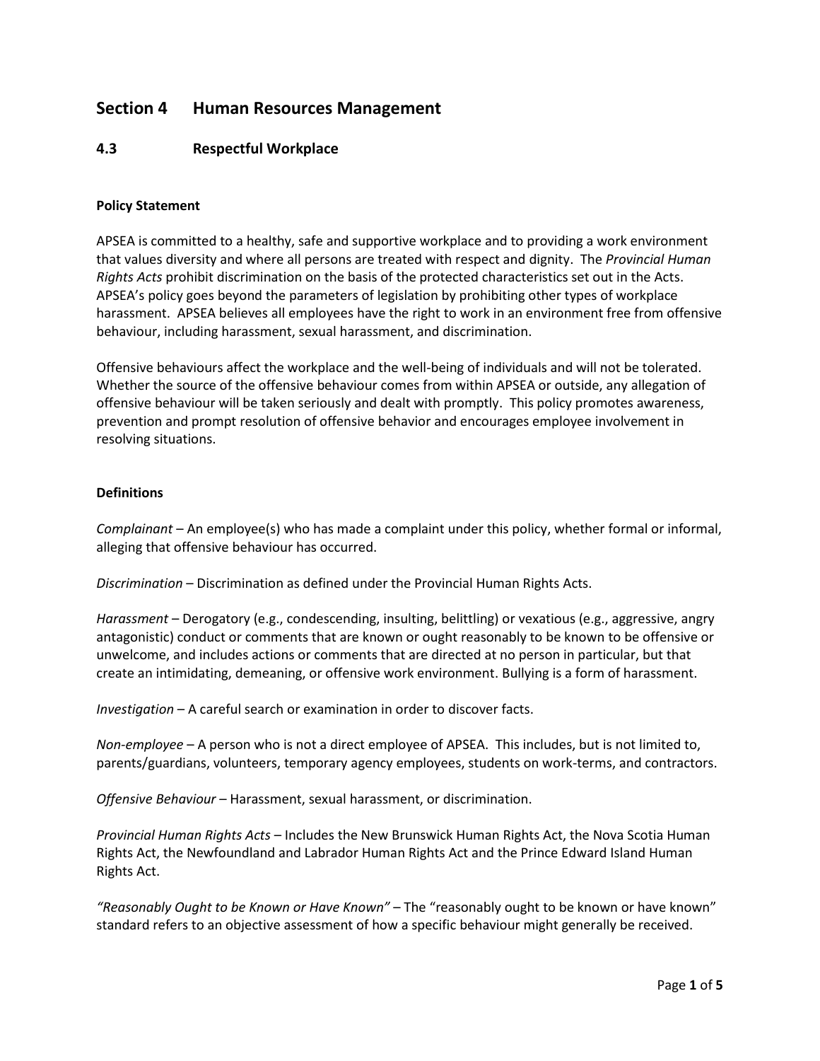# Section 4 Human Resources Management

## 4.3 Respectful Workplace

**Policy Statement**

APSEA is committed to a healthy, safe and supportive workplace and to providing a work environment that values diversity and where all persons are treated with respect and dignity. The *Provincial Human Rights Acts* prohibit discrimination on the basis of the protected characteristics set out in the Acts. APSEA's policy goes beyond the parameters of legislation by prohibiting other types of workplace harassment. APSEA believes all employees have the right to work in an environment free from offensive behaviour, including harassment, sexual harassment, and discrimination.

Offensive behaviours affect the workplace and the well-being of individuals and will not be tolerated. Whether the source of the offensive behaviour comes from within APSEA or outside, any allegation of offensive behaviour will be taken seriously and dealt with promptly. This policy promotes awareness, prevention and prompt resolution of offensive behavior and encourages employee involvement in resolving situations.

**Definitions**

*Complainant* – An employee(s) who has made a complaint under this policy, whether formal or informal, alleging that offensive behaviour has occurred.

*Discrimination* – Discrimination as defined under the Provincial Human Rights Acts.

*Harassment* – Derogatory (e.g., condescending, insulting, belittling) or vexatious (e.g., aggressive, angry antagonistic) conduct or comments that are known or ought reasonably to be known to be offensive or unwelcome, and includes actions or comments that are directed at no person in particular, but that create an intimidating, demeaning, or offensive work environment. Bullying is a form of harassment.

*Investigation* – A careful search or examination in order to discover facts.

*Non-employee* – A person who is not a direct employee of APSEA. This includes, but is not limited to, parents/guardians, volunteers, temporary agency employees, students on work-terms, and contractors.

*Offensive Behaviour* – Harassment, sexual harassment, or discrimination.

*Provincial Human Rights Acts* – Includes the New Brunswick Human Rights Act, the Nova Scotia Human Rights Act, the Newfoundland and Labrador Human Rights Act and the Prince Edward Island Human Rights Act.

*"Reasonably Ought to be Known or Have Known"* – The "reasonably ought to be known or have known" standard refers to an objective assessment of how a specific behaviour might generally be received.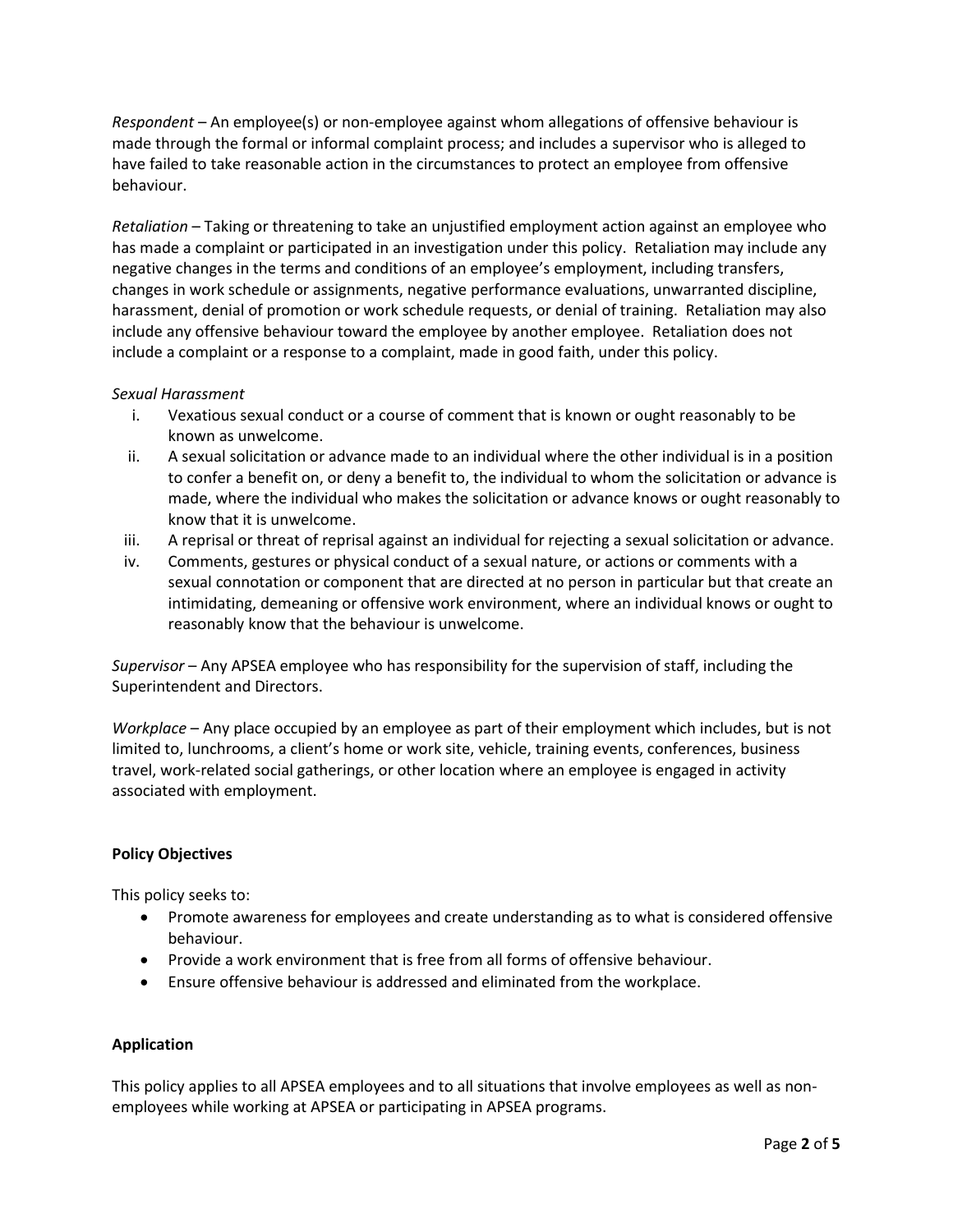*Respondent* – An employee(s) or non-employee against whom allegations of offensive behaviour is made through the formal or informal complaint process; and includes a supervisor who is alleged to have failed to take reasonable action in the circumstances to protect an employee from offensive behaviour.

*Retaliation* – Taking or threatening to take an unjustified employment action against an employee who has made a complaint or participated in an investigation under this policy. Retaliation may include any negative changes in the terms and conditions of an employee's employment, including transfers, changes in work schedule or assignments, negative performance evaluations, unwarranted discipline, harassment, denial of promotion or work schedule requests, or denial of training. Retaliation may also include any offensive behaviour toward the employee by another employee. Retaliation does not include a complaint or a response to a complaint, made in good faith, under this policy.

*Sexual Harassment*

i. Vexatious sexual conduct or a course of comment that is known or ought reasonably to be known as unwelcome.
ii. A sexual solicitation or advance made to an individual where the other individual is in a position to confer a benefit on, or deny a benefit to, the individual to whom the solicitation or advance is made, where the individual who makes the solicitation or advance knows or ought reasonably to know that it is unwelcome.
iii. A reprisal or threat of reprisal against an individual for rejecting a sexual solicitation or advance.
iv. Comments, gestures or physical conduct of a sexual nature, or actions or comments with a sexual connotation or component that are directed at no person in particular but that create an intimidating, demeaning or offensive work environment, where an individual knows or ought to reasonably know that the behaviour is unwelcome.

*Supervisor* – Any APSEA employee who has responsibility for the supervision of staff, including the Superintendent and Directors.

*Workplace* – Any place occupied by an employee as part of their employment which includes, but is not limited to, lunchrooms, a client's home or work site, vehicle, training events, conferences, business travel, work-related social gatherings, or other location where an employee is engaged in activity associated with employment.

**Policy Objectives**

This policy seeks to:

- Promote awareness for employees and create understanding as to what is considered offensive behaviour.
- Provide a work environment that is free from all forms of offensive behaviour.
- Ensure offensive behaviour is addressed and eliminated from the workplace.

**Application**

This policy applies to all APSEA employees and to all situations that involve employees as well as non-employees while working at APSEA or participating in APSEA programs.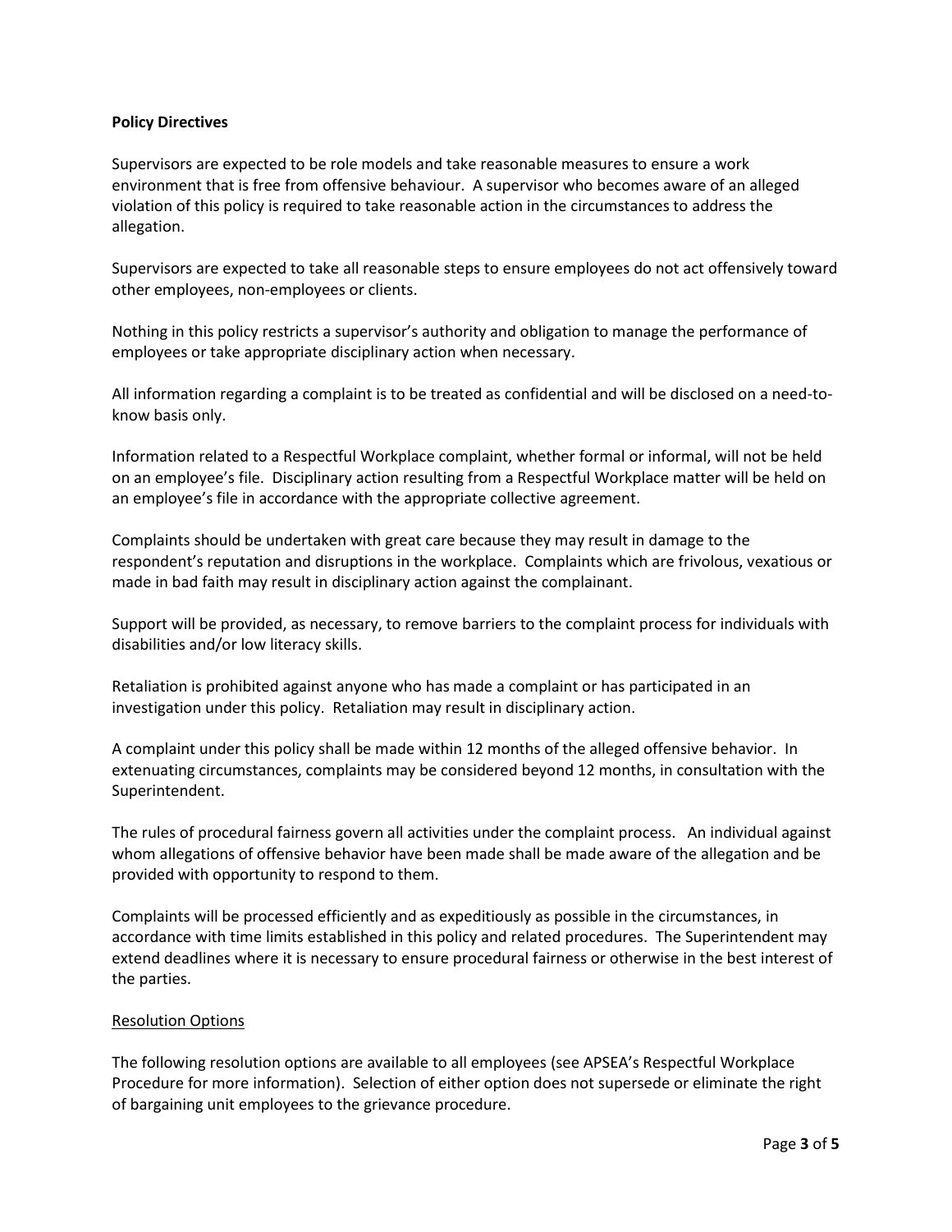**Policy Directives**

Supervisors are expected to be role models and take reasonable measures to ensure a work environment that is free from offensive behaviour. A supervisor who becomes aware of an alleged violation of this policy is required to take reasonable action in the circumstances to address the allegation.

Supervisors are expected to take all reasonable steps to ensure employees do not act offensively toward other employees, non-employees or clients.

Nothing in this policy restricts a supervisor's authority and obligation to manage the performance of employees or take appropriate disciplinary action when necessary.

All information regarding a complaint is to be treated as confidential and will be disclosed on a need-to-know basis only.

Information related to a Respectful Workplace complaint, whether formal or informal, will not be held on an employee's file. Disciplinary action resulting from a Respectful Workplace matter will be held on an employee's file in accordance with the appropriate collective agreement.

Complaints should be undertaken with great care because they may result in damage to the respondent's reputation and disruptions in the workplace. Complaints which are frivolous, vexatious or made in bad faith may result in disciplinary action against the complainant.

Support will be provided, as necessary, to remove barriers to the complaint process for individuals with disabilities and/or low literacy skills.

Retaliation is prohibited against anyone who has made a complaint or has participated in an investigation under this policy. Retaliation may result in disciplinary action.

A complaint under this policy shall be made within 12 months of the alleged offensive behavior. In extenuating circumstances, complaints may be considered beyond 12 months, in consultation with the Superintendent.

The rules of procedural fairness govern all activities under the complaint process. An individual against whom allegations of offensive behavior have been made shall be made aware of the allegation and be provided with opportunity to respond to them.

Complaints will be processed efficiently and as expeditiously as possible in the circumstances, in accordance with time limits established in this policy and related procedures. The Superintendent may extend deadlines where it is necessary to ensure procedural fairness or otherwise in the best interest of the parties.

<u>Resolution Options</u>

The following resolution options are available to all employees (see APSEA's Respectful Workplace Procedure for more information). Selection of either option does not supersede or eliminate the right of bargaining unit employees to the grievance procedure.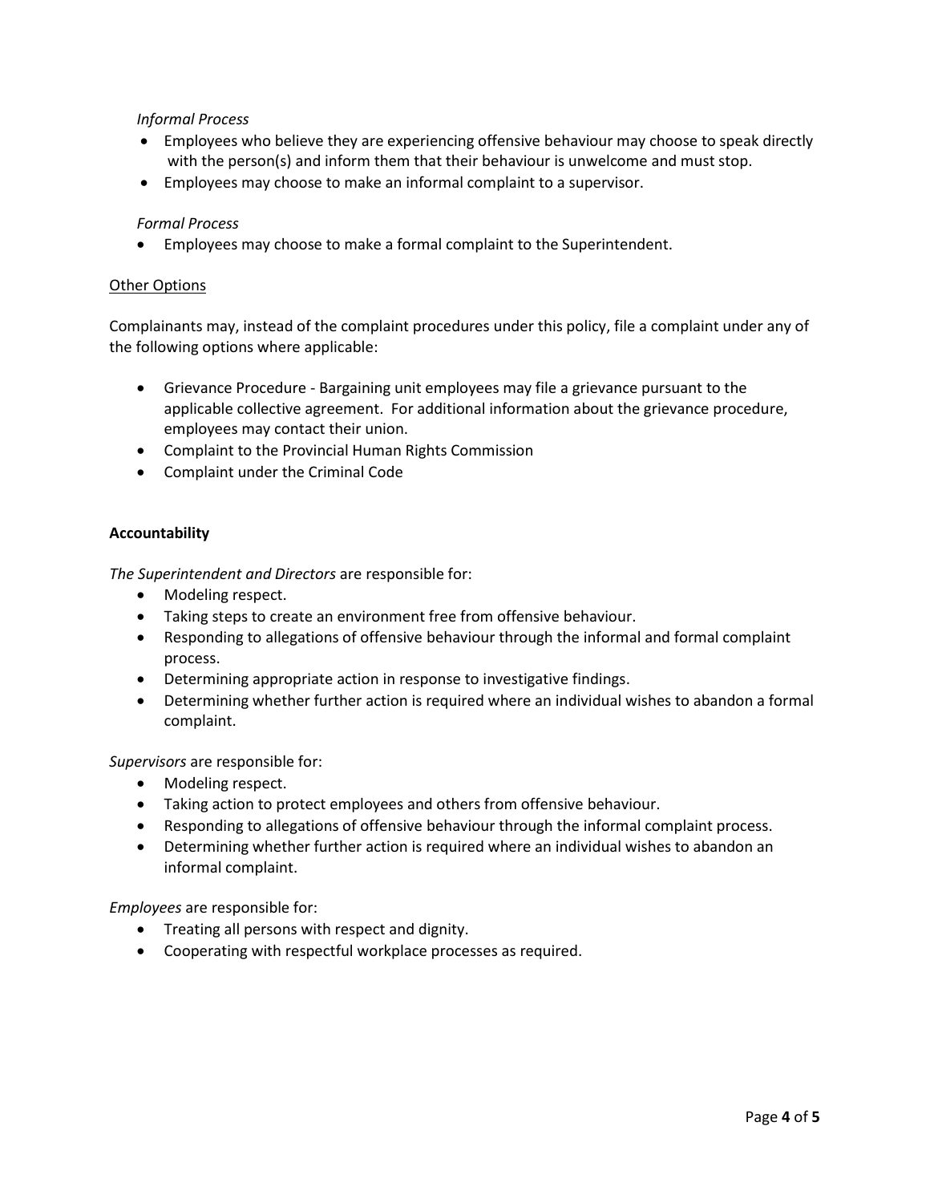*Informal Process*

- Employees who believe they are experiencing offensive behaviour may choose to speak directly with the person(s) and inform them that their behaviour is unwelcome and must stop.
- Employees may choose to make an informal complaint to a supervisor.

*Formal Process*

- Employees may choose to make a formal complaint to the Superintendent.

<u>Other Options</u>

Complainants may, instead of the complaint procedures under this policy, file a complaint under any of the following options where applicable:

- Grievance Procedure - Bargaining unit employees may file a grievance pursuant to the applicable collective agreement. For additional information about the grievance procedure, employees may contact their union.
- Complaint to the Provincial Human Rights Commission
- Complaint under the Criminal Code

**Accountability**

*The Superintendent and Directors* are responsible for:

- Modeling respect.
- Taking steps to create an environment free from offensive behaviour.
- Responding to allegations of offensive behaviour through the informal and formal complaint process.
- Determining appropriate action in response to investigative findings.
- Determining whether further action is required where an individual wishes to abandon a formal complaint.

*Supervisors* are responsible for:

- Modeling respect.
- Taking action to protect employees and others from offensive behaviour.
- Responding to allegations of offensive behaviour through the informal complaint process.
- Determining whether further action is required where an individual wishes to abandon an informal complaint.

*Employees* are responsible for:

- Treating all persons with respect and dignity.
- Cooperating with respectful workplace processes as required.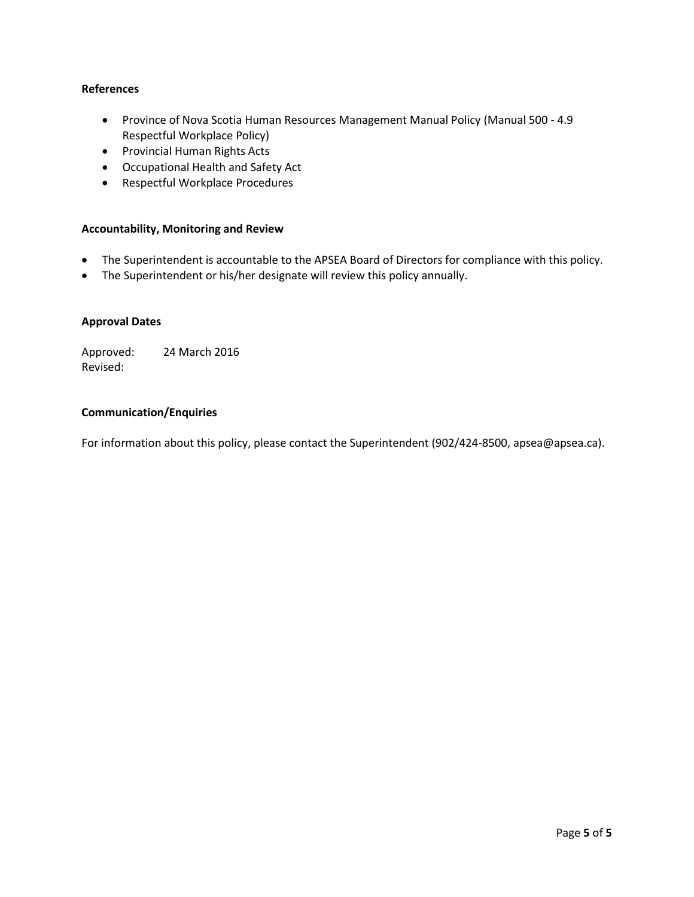### References

- Province of Nova Scotia Human Resources Management Manual Policy (Manual 500 - 4.9 Respectful Workplace Policy)
- Provincial Human Rights Acts
- Occupational Health and Safety Act
- Respectful Workplace Procedures

### Accountability, Monitoring and Review

- The Superintendent is accountable to the APSEA Board of Directors for compliance with this policy.
- The Superintendent or his/her designate will review this policy annually.

### Approval Dates

Approved: 24 March 2016
Revised:

### Communication/Enquiries

For information about this policy, please contact the Superintendent (902/424-8500, apsea@apsea.ca).